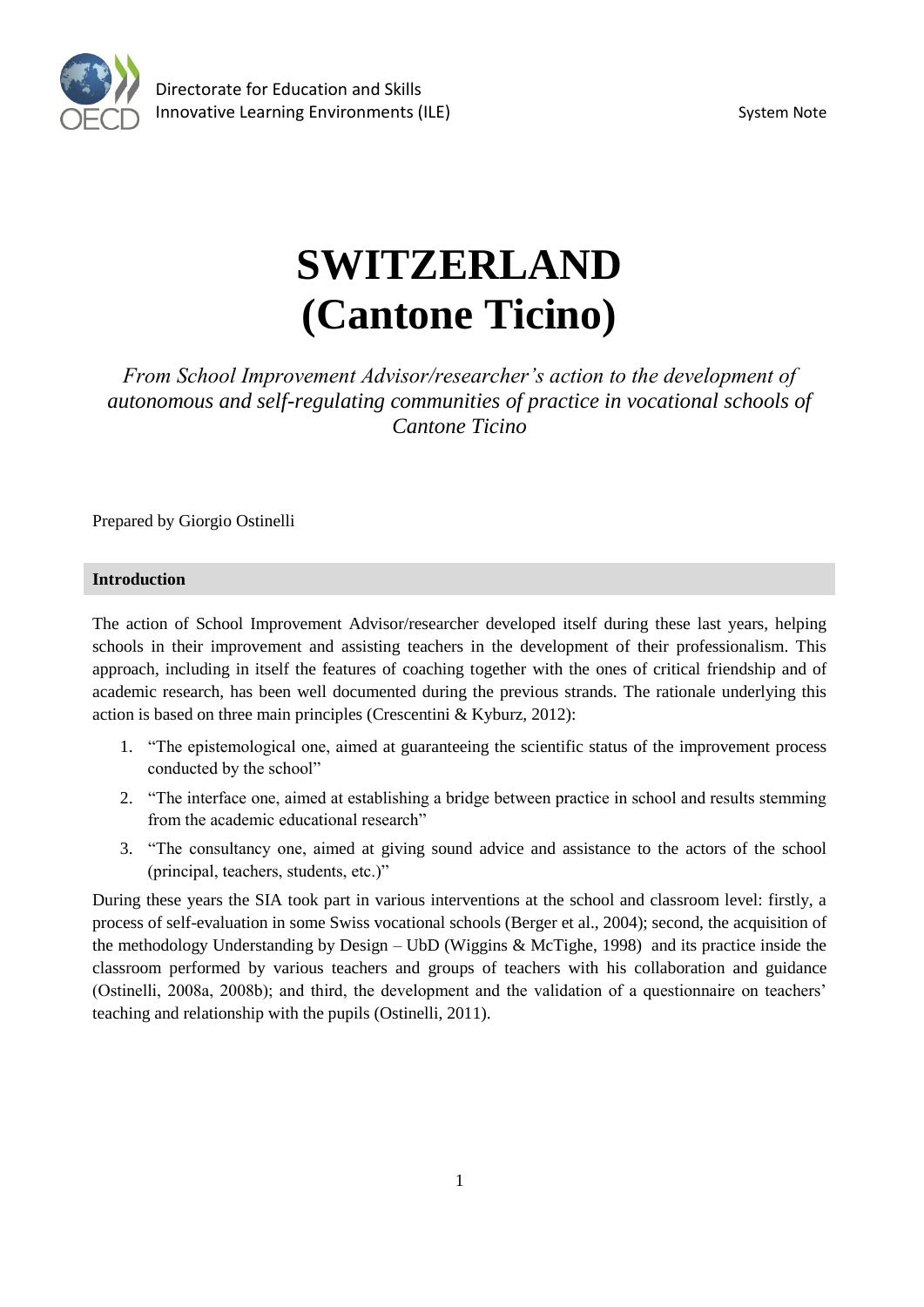Directorate for Education and Skills
Innovative Learning Environments (ILE)

System Note

# SWITZERLAND (Cantone Ticino)

*From School Improvement Advisor/researcher's action to the development of autonomous and self-regulating communities of practice in vocational schools of Cantone Ticino*

Prepared by Giorgio Ostinelli

## Introduction

The action of School Improvement Advisor/researcher developed itself during these last years, helping schools in their improvement and assisting teachers in the development of their professionalism. This approach, including in itself the features of coaching together with the ones of critical friendship and of academic research, has been well documented during the previous strands. The rationale underlying this action is based on three main principles (Crescentini & Kyburz, 2012):

1. "The epistemological one, aimed at guaranteeing the scientific status of the improvement process conducted by the school"
2. "The interface one, aimed at establishing a bridge between practice in school and results stemming from the academic educational research"
3. "The consultancy one, aimed at giving sound advice and assistance to the actors of the school (principal, teachers, students, etc.)"

During these years the SIA took part in various interventions at the school and classroom level: firstly, a process of self-evaluation in some Swiss vocational schools (Berger et al., 2004); second, the acquisition of the methodology Understanding by Design – UbD (Wiggins & McTighe, 1998) and its practice inside the classroom performed by various teachers and groups of teachers with his collaboration and guidance (Ostinelli, 2008a, 2008b); and third, the development and the validation of a questionnaire on teachers' teaching and relationship with the pupils (Ostinelli, 2011).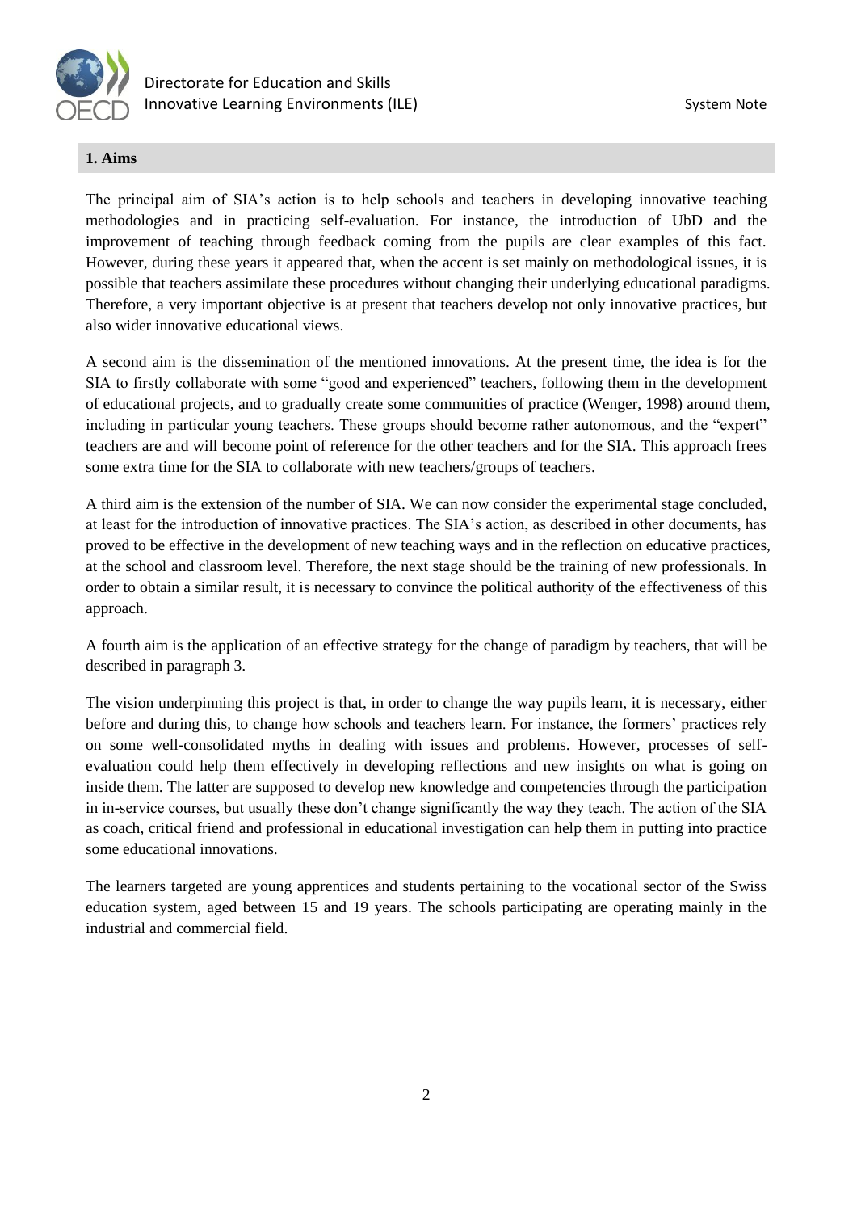## 1. Aims

The principal aim of SIA's action is to help schools and teachers in developing innovative teaching methodologies and in practicing self-evaluation. For instance, the introduction of UbD and the improvement of teaching through feedback coming from the pupils are clear examples of this fact. However, during these years it appeared that, when the accent is set mainly on methodological issues, it is possible that teachers assimilate these procedures without changing their underlying educational paradigms. Therefore, a very important objective is at present that teachers develop not only innovative practices, but also wider innovative educational views.

A second aim is the dissemination of the mentioned innovations. At the present time, the idea is for the SIA to firstly collaborate with some "good and experienced" teachers, following them in the development of educational projects, and to gradually create some communities of practice (Wenger, 1998) around them, including in particular young teachers. These groups should become rather autonomous, and the "expert" teachers are and will become point of reference for the other teachers and for the SIA. This approach frees some extra time for the SIA to collaborate with new teachers/groups of teachers.

A third aim is the extension of the number of SIA. We can now consider the experimental stage concluded, at least for the introduction of innovative practices. The SIA's action, as described in other documents, has proved to be effective in the development of new teaching ways and in the reflection on educative practices, at the school and classroom level. Therefore, the next stage should be the training of new professionals. In order to obtain a similar result, it is necessary to convince the political authority of the effectiveness of this approach.

A fourth aim is the application of an effective strategy for the change of paradigm by teachers, that will be described in paragraph 3.

The vision underpinning this project is that, in order to change the way pupils learn, it is necessary, either before and during this, to change how schools and teachers learn. For instance, the formers' practices rely on some well-consolidated myths in dealing with issues and problems. However, processes of self-evaluation could help them effectively in developing reflections and new insights on what is going on inside them. The latter are supposed to develop new knowledge and competencies through the participation in in-service courses, but usually these don't change significantly the way they teach. The action of the SIA as coach, critical friend and professional in educational investigation can help them in putting into practice some educational innovations.

The learners targeted are young apprentices and students pertaining to the vocational sector of the Swiss education system, aged between 15 and 19 years. The schools participating are operating mainly in the industrial and commercial field.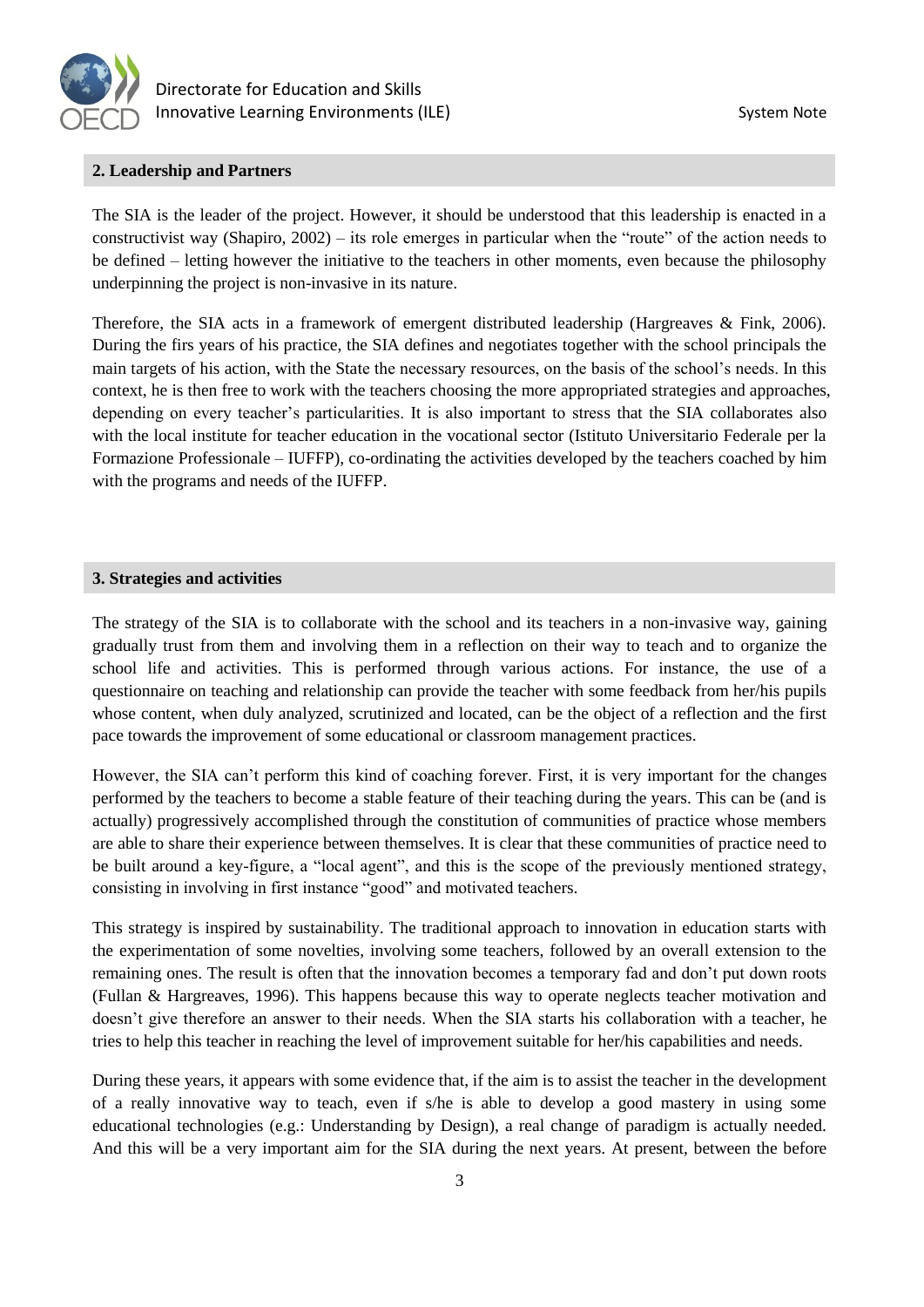## 2. Leadership and Partners

The SIA is the leader of the project. However, it should be understood that this leadership is enacted in a constructivist way (Shapiro, 2002) – its role emerges in particular when the "route" of the action needs to be defined – letting however the initiative to the teachers in other moments, even because the philosophy underpinning the project is non-invasive in its nature.

Therefore, the SIA acts in a framework of emergent distributed leadership (Hargreaves & Fink, 2006). During the firs years of his practice, the SIA defines and negotiates together with the school principals the main targets of his action, with the State the necessary resources, on the basis of the school's needs. In this context, he is then free to work with the teachers choosing the more appropriated strategies and approaches, depending on every teacher's particularities. It is also important to stress that the SIA collaborates also with the local institute for teacher education in the vocational sector (Istituto Universitario Federale per la Formazione Professionale – IUFFP), co-ordinating the activities developed by the teachers coached by him with the programs and needs of the IUFFP.

## 3. Strategies and activities

The strategy of the SIA is to collaborate with the school and its teachers in a non-invasive way, gaining gradually trust from them and involving them in a reflection on their way to teach and to organize the school life and activities. This is performed through various actions. For instance, the use of a questionnaire on teaching and relationship can provide the teacher with some feedback from her/his pupils whose content, when duly analyzed, scrutinized and located, can be the object of a reflection and the first pace towards the improvement of some educational or classroom management practices.

However, the SIA can't perform this kind of coaching forever. First, it is very important for the changes performed by the teachers to become a stable feature of their teaching during the years. This can be (and is actually) progressively accomplished through the constitution of communities of practice whose members are able to share their experience between themselves. It is clear that these communities of practice need to be built around a key-figure, a "local agent", and this is the scope of the previously mentioned strategy, consisting in involving in first instance "good" and motivated teachers.

This strategy is inspired by sustainability. The traditional approach to innovation in education starts with the experimentation of some novelties, involving some teachers, followed by an overall extension to the remaining ones. The result is often that the innovation becomes a temporary fad and don't put down roots (Fullan & Hargreaves, 1996). This happens because this way to operate neglects teacher motivation and doesn't give therefore an answer to their needs. When the SIA starts his collaboration with a teacher, he tries to help this teacher in reaching the level of improvement suitable for her/his capabilities and needs.

During these years, it appears with some evidence that, if the aim is to assist the teacher in the development of a really innovative way to teach, even if s/he is able to develop a good mastery in using some educational technologies (e.g.: Understanding by Design), a real change of paradigm is actually needed. And this will be a very important aim for the SIA during the next years. At present, between the before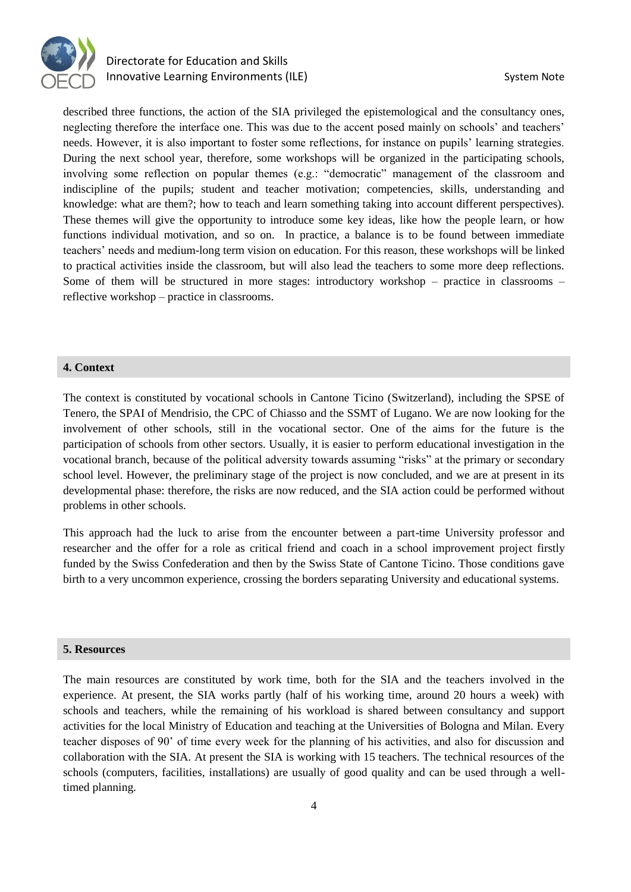described three functions, the action of the SIA privileged the epistemological and the consultancy ones, neglecting therefore the interface one. This was due to the accent posed mainly on schools' and teachers' needs. However, it is also important to foster some reflections, for instance on pupils' learning strategies. During the next school year, therefore, some workshops will be organized in the participating schools, involving some reflection on popular themes (e.g.: "democratic" management of the classroom and indiscipline of the pupils; student and teacher motivation; competencies, skills, understanding and knowledge: what are them?; how to teach and learn something taking into account different perspectives). These themes will give the opportunity to introduce some key ideas, like how the people learn, or how functions individual motivation, and so on. In practice, a balance is to be found between immediate teachers' needs and medium-long term vision on education. For this reason, these workshops will be linked to practical activities inside the classroom, but will also lead the teachers to some more deep reflections. Some of them will be structured in more stages: introductory workshop – practice in classrooms – reflective workshop – practice in classrooms.

## 4. Context

The context is constituted by vocational schools in Cantone Ticino (Switzerland), including the SPSE of Tenero, the SPAI of Mendrisio, the CPC of Chiasso and the SSMT of Lugano. We are now looking for the involvement of other schools, still in the vocational sector. One of the aims for the future is the participation of schools from other sectors. Usually, it is easier to perform educational investigation in the vocational branch, because of the political adversity towards assuming "risks" at the primary or secondary school level. However, the preliminary stage of the project is now concluded, and we are at present in its developmental phase: therefore, the risks are now reduced, and the SIA action could be performed without problems in other schools.

This approach had the luck to arise from the encounter between a part-time University professor and researcher and the offer for a role as critical friend and coach in a school improvement project firstly funded by the Swiss Confederation and then by the Swiss State of Cantone Ticino. Those conditions gave birth to a very uncommon experience, crossing the borders separating University and educational systems.

## 5. Resources

The main resources are constituted by work time, both for the SIA and the teachers involved in the experience. At present, the SIA works partly (half of his working time, around 20 hours a week) with schools and teachers, while the remaining of his workload is shared between consultancy and support activities for the local Ministry of Education and teaching at the Universities of Bologna and Milan. Every teacher disposes of 90' of time every week for the planning of his activities, and also for discussion and collaboration with the SIA. At present the SIA is working with 15 teachers. The technical resources of the schools (computers, facilities, installations) are usually of good quality and can be used through a well-timed planning.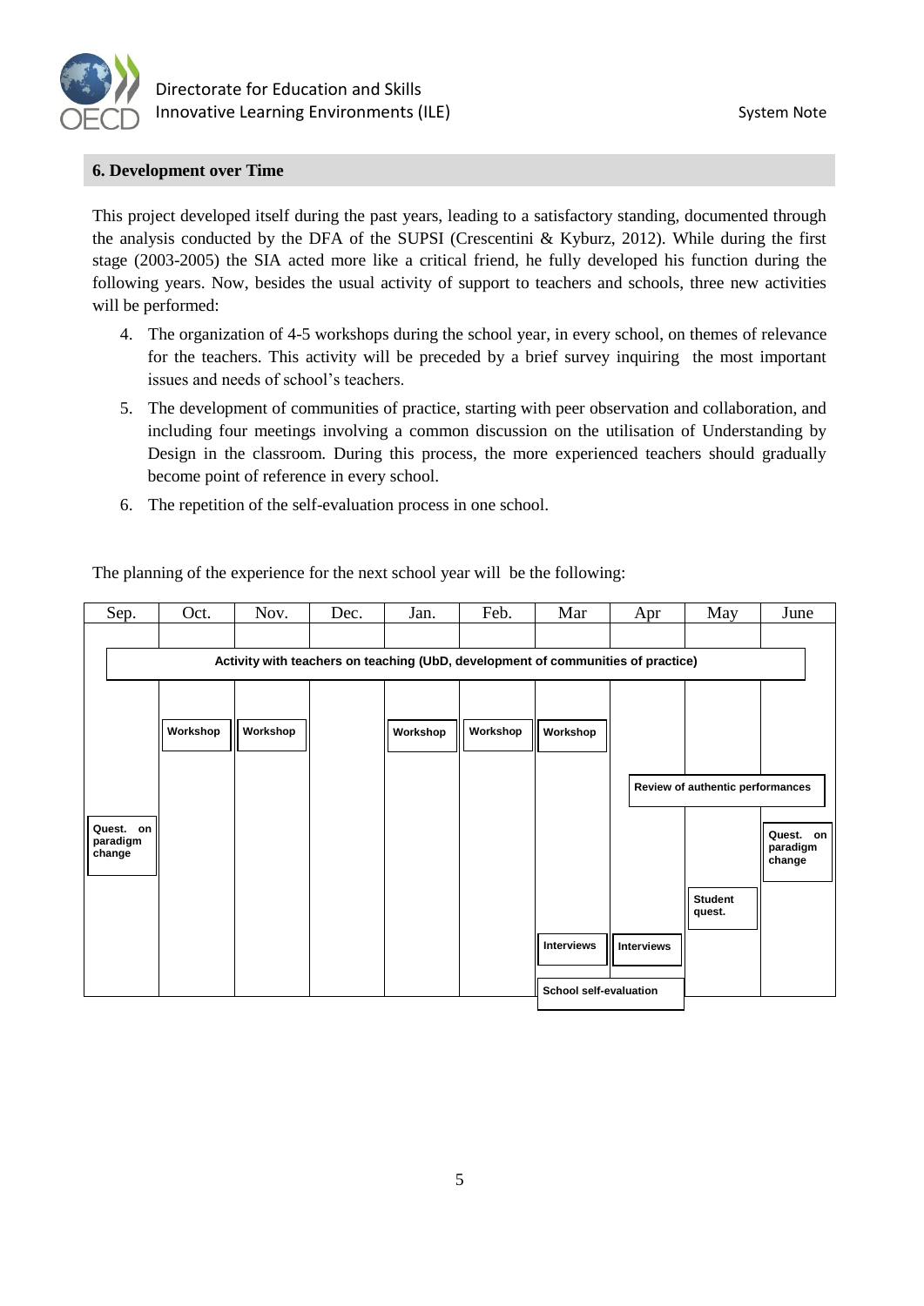## 6. Development over Time

This project developed itself during the past years, leading to a satisfactory standing, documented through the analysis conducted by the DFA of the SUPSI (Crescentini & Kyburz, 2012). While during the first stage (2003-2005) the SIA acted more like a critical friend, he fully developed his function during the following years. Now, besides the usual activity of support to teachers and schools, three new activities will be performed:

4. The organization of 4-5 workshops during the school year, in every school, on themes of relevance for the teachers. This activity will be preceded by a brief survey inquiring the most important issues and needs of school's teachers.
5. The development of communities of practice, starting with peer observation and collaboration, and including four meetings involving a common discussion on the utilisation of Understanding by Design in the classroom. During this process, the more experienced teachers should gradually become point of reference in every school.
6. The repetition of the self-evaluation process in one school.

The planning of the experience for the next school year will be the following:

| Sep. | Oct. | Nov. | Dec. | Jan. | Feb. | Mar | Apr | May | June |
|---|---|---|---|---|---|---|---|---|---|
| Activity with teachers on teaching (UbD, development of communities of practice) | | | | | | | | | |
| | Workshop | Workshop | | Workshop | Workshop | Workshop | | | |
| | | | | | | | Review of authentic performances | | |
| Quest. on paradigm change | | | | | | | | | Quest. on paradigm change |
| | | | | | | | | Student quest. | |
| | | | | | | Interviews | Interviews | | |
| | | | | | | School self-evaluation | | | |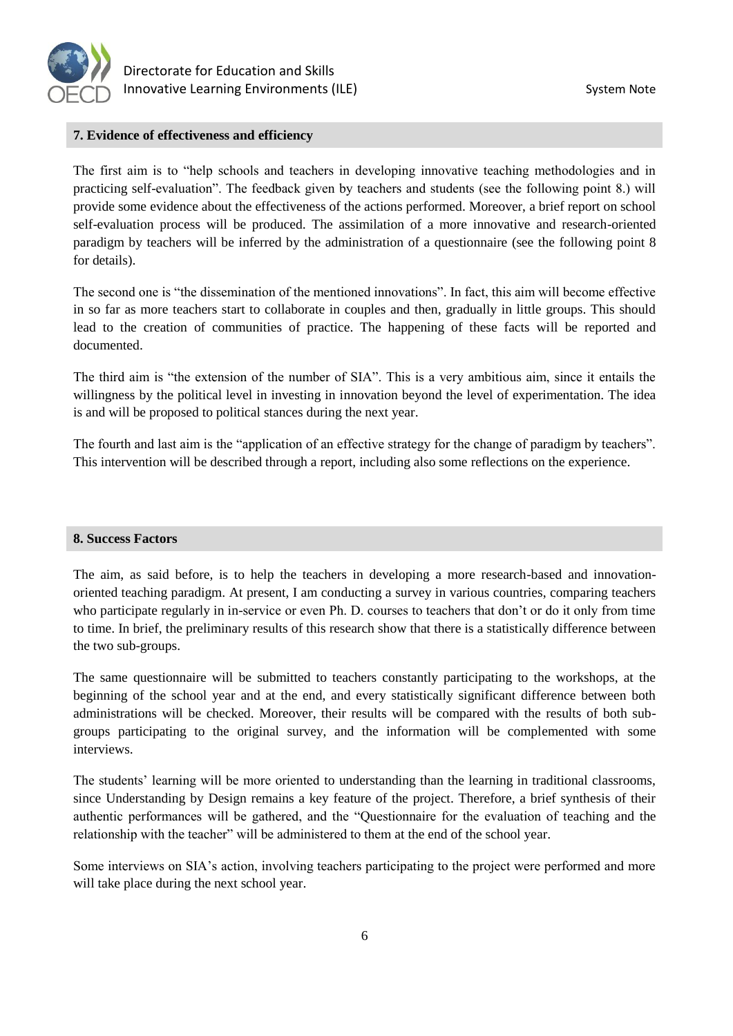## 7. Evidence of effectiveness and efficiency

The first aim is to "help schools and teachers in developing innovative teaching methodologies and in practicing self-evaluation". The feedback given by teachers and students (see the following point 8.) will provide some evidence about the effectiveness of the actions performed. Moreover, a brief report on school self-evaluation process will be produced. The assimilation of a more innovative and research-oriented paradigm by teachers will be inferred by the administration of a questionnaire (see the following point 8 for details).

The second one is "the dissemination of the mentioned innovations". In fact, this aim will become effective in so far as more teachers start to collaborate in couples and then, gradually in little groups. This should lead to the creation of communities of practice. The happening of these facts will be reported and documented.

The third aim is "the extension of the number of SIA". This is a very ambitious aim, since it entails the willingness by the political level in investing in innovation beyond the level of experimentation. The idea is and will be proposed to political stances during the next year.

The fourth and last aim is the "application of an effective strategy for the change of paradigm by teachers". This intervention will be described through a report, including also some reflections on the experience.

## 8. Success Factors

The aim, as said before, is to help the teachers in developing a more research-based and innovation-oriented teaching paradigm. At present, I am conducting a survey in various countries, comparing teachers who participate regularly in in-service or even Ph. D. courses to teachers that don't or do it only from time to time. In brief, the preliminary results of this research show that there is a statistically difference between the two sub-groups.

The same questionnaire will be submitted to teachers constantly participating to the workshops, at the beginning of the school year and at the end, and every statistically significant difference between both administrations will be checked. Moreover, their results will be compared with the results of both sub-groups participating to the original survey, and the information will be complemented with some interviews.

The students' learning will be more oriented to understanding than the learning in traditional classrooms, since Understanding by Design remains a key feature of the project. Therefore, a brief synthesis of their authentic performances will be gathered, and the "Questionnaire for the evaluation of teaching and the relationship with the teacher" will be administered to them at the end of the school year.

Some interviews on SIA's action, involving teachers participating to the project were performed and more will take place during the next school year.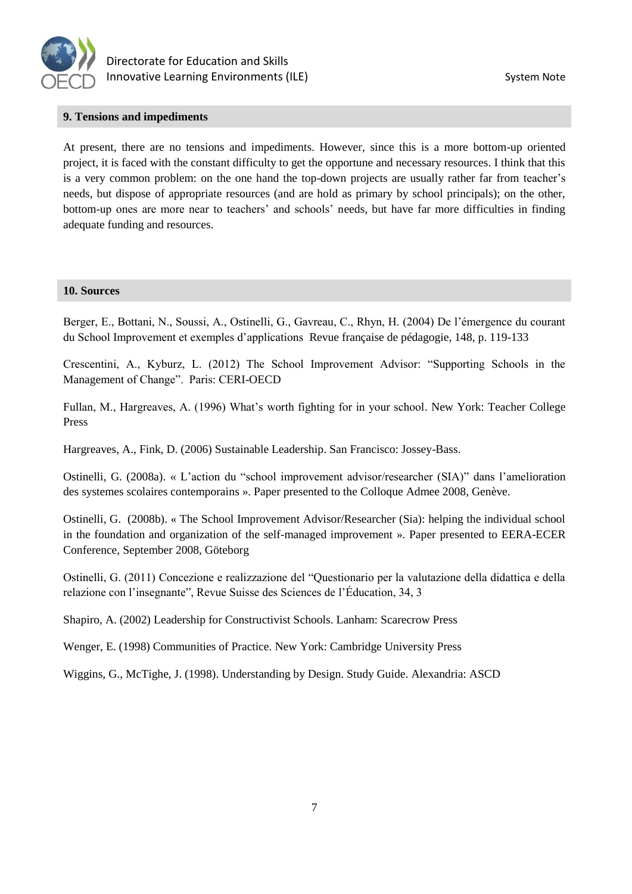## 9. Tensions and impediments

At present, there are no tensions and impediments. However, since this is a more bottom-up oriented project, it is faced with the constant difficulty to get the opportune and necessary resources. I think that this is a very common problem: on the one hand the top-down projects are usually rather far from teacher's needs, but dispose of appropriate resources (and are hold as primary by school principals); on the other, bottom-up ones are more near to teachers' and schools' needs, but have far more difficulties in finding adequate funding and resources.

## 10. Sources

Berger, E., Bottani, N., Soussi, A., Ostinelli, G., Gavreau, C., Rhyn, H. (2004) De l'émergence du courant du School Improvement et exemples d'applications Revue française de pédagogie, 148, p. 119-133

Crescentini, A., Kyburz, L. (2012) The School Improvement Advisor: "Supporting Schools in the Management of Change". Paris: CERI-OECD

Fullan, M., Hargreaves, A. (1996) What's worth fighting for in your school. New York: Teacher College Press

Hargreaves, A., Fink, D. (2006) Sustainable Leadership. San Francisco: Jossey-Bass.

Ostinelli, G. (2008a). « L'action du "school improvement advisor/researcher (SIA)" dans l'amelioration des systemes scolaires contemporains ». Paper presented to the Colloque Admee 2008, Genève.

Ostinelli, G. (2008b). « The School Improvement Advisor/Researcher (Sia): helping the individual school in the foundation and organization of the self-managed improvement ». Paper presented to EERA-ECER Conference, September 2008, Göteborg

Ostinelli, G. (2011) Concezione e realizzazione del "Questionario per la valutazione della didattica e della relazione con l'insegnante", Revue Suisse des Sciences de l'Éducation, 34, 3

Shapiro, A. (2002) Leadership for Constructivist Schools. Lanham: Scarecrow Press

Wenger, E. (1998) Communities of Practice. New York: Cambridge University Press

Wiggins, G., McTighe, J. (1998). Understanding by Design. Study Guide. Alexandria: ASCD